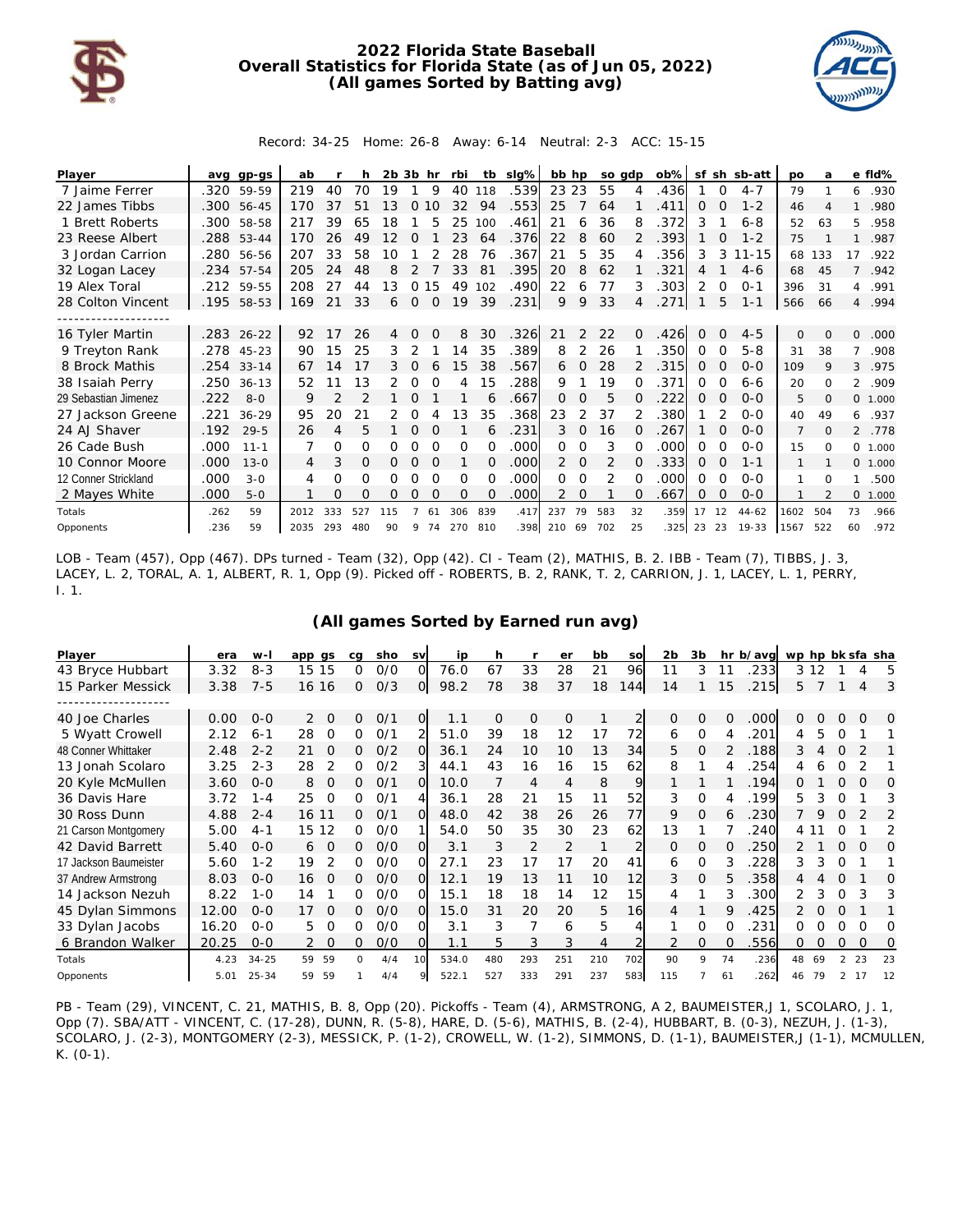# 2022 Florida State Baseball
## Overall Statistics for Florida State (as of Jun 05, 2022)
### (All games Sorted by Batting avg)

Record: 34-25 Home: 26-8 Away: 6-14 Neutral: 2-3 ACC: 15-15

| Player | avg | gp-gs | ab | r | h | 2b | 3b | hr | rbi | tb | slg% | bb | hp | so | gdp | ob% | sf | sh | sb-att | po | a | e | fld% |
|---|---|---|---|---|---|---|---|---|---|---|---|---|---|---|---|---|---|---|---|---|---|---|---|
| 7 Jaime Ferrer | .320 | 59-59 | 219 | 40 | 70 | 19 | 1 | 9 | 40 | 118 | .539 | 23 | 23 | 55 | 4 | .436 | 1 | 0 | 4-7 | 79 | 1 | 6 | .930 |
| 22 James Tibbs | .300 | 56-45 | 170 | 37 | 51 | 13 | 0 | 10 | 32 | 94 | .553 | 25 | 7 | 64 | 1 | .411 | 0 | 0 | 1-2 | 46 | 4 | 1 | .980 |
| 1 Brett Roberts | .300 | 58-58 | 217 | 39 | 65 | 18 | 1 | 5 | 25 | 100 | .461 | 21 | 6 | 36 | 8 | .372 | 3 | 1 | 6-8 | 52 | 63 | 5 | .958 |
| 23 Reese Albert | .288 | 53-44 | 170 | 26 | 49 | 12 | 0 | 1 | 23 | 64 | .376 | 22 | 8 | 60 | 2 | .393 | 1 | 0 | 1-2 | 75 | 1 | 1 | .987 |
| 3 Jordan Carrion | .280 | 56-56 | 207 | 33 | 58 | 10 | 1 | 2 | 28 | 76 | .367 | 21 | 5 | 35 | 4 | .356 | 3 | 3 | 11-15 | 68 | 133 | 17 | .922 |
| 32 Logan Lacey | .234 | 57-54 | 205 | 24 | 48 | 8 | 2 | 7 | 33 | 81 | .395 | 20 | 8 | 62 | 1 | .321 | 4 | 1 | 4-6 | 68 | 45 | 7 | .942 |
| 19 Alex Toral | .212 | 59-55 | 208 | 27 | 44 | 13 | 0 | 15 | 49 | 102 | .490 | 22 | 6 | 77 | 3 | .303 | 2 | 0 | 0-1 | 396 | 31 | 4 | .991 |
| 28 Colton Vincent | .195 | 58-53 | 169 | 21 | 33 | 6 | 0 | 0 | 19 | 39 | .231 | 9 | 9 | 33 | 4 | .271 | 1 | 5 | 1-1 | 566 | 66 | 4 | .994 |
| -------------------- | | | | | | | | | | | | | | | | | | | | | | | |
| 16 Tyler Martin | .283 | 26-22 | 92 | 17 | 26 | 4 | 0 | 0 | 8 | 30 | .326 | 21 | 2 | 22 | 0 | .426 | 0 | 0 | 4-5 | 0 | 0 | 0 | .000 |
| 9 Treyton Rank | .278 | 45-23 | 90 | 15 | 25 | 3 | 2 | 1 | 14 | 35 | .389 | 8 | 2 | 26 | 1 | .350 | 0 | 0 | 5-8 | 31 | 38 | 7 | .908 |
| 8 Brock Mathis | .254 | 33-14 | 67 | 14 | 17 | 3 | 0 | 6 | 15 | 38 | .567 | 6 | 0 | 28 | 2 | .315 | 0 | 0 | 0-0 | 109 | 9 | 3 | .975 |
| 38 Isaiah Perry | .250 | 36-13 | 52 | 11 | 13 | 2 | 0 | 0 | 4 | 15 | .288 | 9 | 1 | 19 | 0 | .371 | 0 | 0 | 6-6 | 20 | 0 | 2 | .909 |
| 29 Sebastian Jimenez | .222 | 8-0 | 9 | 2 | 2 | 1 | 0 | 1 | 1 | 6 | .667 | 0 | 0 | 5 | 0 | .222 | 0 | 0 | 0-0 | 5 | 0 | 0 | 1.000 |
| 27 Jackson Greene | .221 | 36-29 | 95 | 20 | 21 | 2 | 0 | 4 | 13 | 35 | .368 | 23 | 2 | 37 | 2 | .380 | 1 | 2 | 0-0 | 40 | 49 | 6 | .937 |
| 24 AJ Shaver | .192 | 29-5 | 26 | 4 | 5 | 1 | 0 | 0 | 1 | 6 | .231 | 3 | 0 | 16 | 0 | .267 | 1 | 0 | 0-0 | 7 | 0 | 2 | .778 |
| 26 Cade Bush | .000 | 11-1 | 7 | 0 | 0 | 0 | 0 | 0 | 0 | 0 | .000 | 0 | 0 | 3 | 0 | .000 | 0 | 0 | 0-0 | 15 | 0 | 0 | 1.000 |
| 10 Connor Moore | .000 | 13-0 | 4 | 3 | 0 | 0 | 0 | 0 | 1 | 0 | .000 | 2 | 0 | 2 | 0 | .333 | 0 | 0 | 1-1 | 1 | 1 | 0 | 1.000 |
| 12 Conner Strickland | .000 | 3-0 | 4 | 0 | 0 | 0 | 0 | 0 | 0 | 0 | .000 | 0 | 0 | 2 | 0 | .000 | 0 | 0 | 0-0 | 1 | 0 | 1 | .500 |
| 2 Mayes White | .000 | 5-0 | 1 | 0 | 0 | 0 | 0 | 0 | 0 | 0 | .000 | 2 | 0 | 1 | 0 | .667 | 0 | 0 | 0-0 | 1 | 2 | 0 | 1.000 |
| Totals | .262 | 59 | 2012 | 333 | 527 | 115 | 7 | 61 | 306 | 839 | .417 | 237 | 79 | 583 | 32 | .359 | 17 | 12 | 44-62 | 1602 | 504 | 73 | .966 |
| Opponents | .236 | 59 | 2035 | 293 | 480 | 90 | 9 | 74 | 270 | 810 | .398 | 210 | 69 | 702 | 25 | .325 | 23 | 23 | 19-33 | 1567 | 522 | 60 | .972 |

LOB - Team (457), Opp (467). DPs turned - Team (32), Opp (42). CI - Team (2), MATHIS, B. 2. IBB - Team (7), TIBBS, J. 3, LACEY, L. 2, TORAL, A. 1, ALBERT, R. 1, Opp (9). Picked off - ROBERTS, B. 2, RANK, T. 2, CARRION, J. 1, LACEY, L. 1, PERRY, I. 1.

### (All games Sorted by Earned run avg)

| Player | era | w-l | app | gs | cg | sho | sv | ip | h | r | er | bb | so | 2b | 3b | hr | b/avg | wp | hp | bk | sfa | sha |
|---|---|---|---|---|---|---|---|---|---|---|---|---|---|---|---|---|---|---|---|---|---|---|
| 43 Bryce Hubbart | 3.32 | 8-3 | 15 | 15 | 0 | 0/0 | 0 | 76.0 | 67 | 33 | 28 | 21 | 96 | 11 | 3 | 11 | .233 | 3 | 12 | 1 | 4 | 5 |
| 15 Parker Messick | 3.38 | 7-5 | 16 | 16 | 0 | 0/3 | 0 | 98.2 | 78 | 38 | 37 | 18 | 144 | 14 | 1 | 15 | .215 | 5 | 7 | 1 | 4 | 3 |
| -------------------- | | | | | | | | | | | | | | | | | | | | | | |
| 40 Joe Charles | 0.00 | 0-0 | 2 | 0 | 0 | 0/1 | 0 | 1.1 | 0 | 0 | 0 | 1 | 2 | 0 | 0 | 0 | .000 | 0 | 0 | 0 | 0 | 0 |
| 5 Wyatt Crowell | 2.12 | 6-1 | 28 | 0 | 0 | 0/1 | 2 | 51.0 | 39 | 18 | 12 | 17 | 72 | 6 | 0 | 4 | .201 | 4 | 5 | 0 | 1 | 1 |
| 48 Conner Whittaker | 2.48 | 2-2 | 21 | 0 | 0 | 0/2 | 0 | 36.1 | 24 | 10 | 10 | 13 | 34 | 5 | 0 | 2 | .188 | 3 | 4 | 0 | 2 | 1 |
| 13 Jonah Scolaro | 3.25 | 2-3 | 28 | 2 | 0 | 0/2 | 3 | 44.1 | 43 | 16 | 16 | 15 | 62 | 8 | 1 | 4 | .254 | 4 | 6 | 0 | 2 | 1 |
| 20 Kyle McMullen | 3.60 | 0-0 | 8 | 0 | 0 | 0/1 | 0 | 10.0 | 7 | 4 | 4 | 8 | 9 | 1 | 1 | 1 | .194 | 0 | 1 | 0 | 0 | 0 |
| 36 Davis Hare | 3.72 | 1-4 | 25 | 0 | 0 | 0/1 | 4 | 36.1 | 28 | 21 | 15 | 11 | 52 | 3 | 0 | 4 | .199 | 5 | 3 | 0 | 1 | 3 |
| 30 Ross Dunn | 4.88 | 2-4 | 16 | 11 | 0 | 0/1 | 0 | 48.0 | 42 | 38 | 26 | 26 | 77 | 9 | 0 | 6 | .230 | 7 | 9 | 0 | 2 | 2 |
| 21 Carson Montgomery | 5.00 | 4-1 | 15 | 12 | 0 | 0/0 | 1 | 54.0 | 50 | 35 | 30 | 23 | 62 | 13 | 1 | 7 | .240 | 4 | 11 | 0 | 1 | 2 |
| 42 David Barrett | 5.40 | 0-0 | 6 | 0 | 0 | 0/0 | 0 | 3.1 | 3 | 2 | 2 | 1 | 2 | 0 | 0 | 0 | .250 | 2 | 1 | 0 | 0 | 0 |
| 17 Jackson Baumeister | 5.60 | 1-2 | 19 | 2 | 0 | 0/0 | 0 | 27.1 | 23 | 17 | 17 | 20 | 41 | 6 | 0 | 3 | .228 | 3 | 3 | 0 | 1 | 1 |
| 37 Andrew Armstrong | 8.03 | 0-0 | 16 | 0 | 0 | 0/0 | 0 | 12.1 | 19 | 13 | 11 | 10 | 12 | 3 | 0 | 5 | .358 | 4 | 4 | 0 | 1 | 0 |
| 14 Jackson Nezuh | 8.22 | 1-0 | 14 | 1 | 0 | 0/0 | 0 | 15.1 | 18 | 18 | 14 | 12 | 15 | 4 | 1 | 3 | .300 | 2 | 3 | 0 | 3 | 3 |
| 45 Dylan Simmons | 12.00 | 0-0 | 17 | 0 | 0 | 0/0 | 0 | 15.0 | 31 | 20 | 20 | 5 | 16 | 4 | 1 | 9 | .425 | 2 | 0 | 0 | 1 | 1 |
| 33 Dylan Jacobs | 16.20 | 0-0 | 5 | 0 | 0 | 0/0 | 0 | 3.1 | 3 | 7 | 6 | 5 | 4 | 1 | 0 | 0 | .231 | 0 | 0 | 0 | 0 | 0 |
| 6 Brandon Walker | 20.25 | 0-0 | 2 | 0 | 0 | 0/0 | 0 | 1.1 | 5 | 3 | 3 | 4 | 2 | 2 | 0 | 0 | .556 | 0 | 0 | 0 | 0 | 0 |
| Totals | 4.23 | 34-25 | 59 | 59 | 0 | 4/4 | 10 | 534.0 | 480 | 293 | 251 | 210 | 702 | 90 | 9 | 74 | .236 | 48 | 69 | 2 | 23 | 23 |
| Opponents | 5.01 | 25-34 | 59 | 59 | 1 | 4/4 | 9 | 522.1 | 527 | 333 | 291 | 237 | 583 | 115 | 7 | 61 | .262 | 46 | 79 | 2 | 17 | 12 |

PB - Team (29), VINCENT, C. 21, MATHIS, B. 8, Opp (20). Pickoffs - Team (4), ARMSTRONG, A 2, BAUMEISTER,J 1, SCOLARO, J. 1, Opp (7). SBA/ATT - VINCENT, C. (17-28), DUNN, R. (5-8), HARE, D. (5-6), MATHIS, B. (2-4), HUBBART, B. (0-3), NEZUH, J. (1-3), SCOLARO, J. (2-3), MONTGOMERY (2-3), MESSICK, P. (1-2), CROWELL, W. (1-2), SIMMONS, D. (1-1), BAUMEISTER,J (1-1), MCMULLEN, K. (0-1).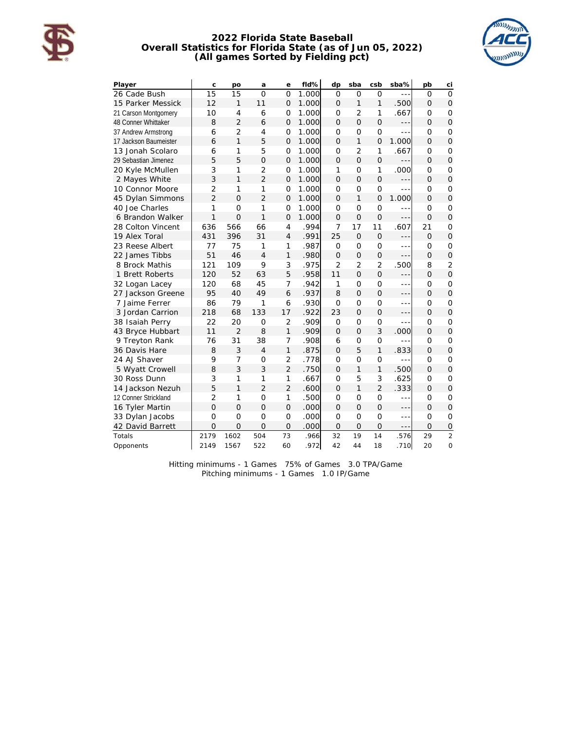# 2022 Florida State Baseball
## Overall Statistics for Florida State (as of Jun 05, 2022)
### (All games Sorted by Fielding pct)

| Player | c | po | a | e | fld% | dp | sba | csb | sba% | pb | ci |
|---|---|---|---|---|---|---|---|---|---|---|---|
| 26 Cade Bush | 15 | 15 | 0 | 0 | 1.000 | 0 | 0 | 0 | --- | 0 | 0 |
| 15 Parker Messick | 12 | 1 | 11 | 0 | 1.000 | 0 | 1 | 1 | .500 | 0 | 0 |
| 21 Carson Montgomery | 10 | 4 | 6 | 0 | 1.000 | 0 | 2 | 1 | .667 | 0 | 0 |
| 48 Conner Whittaker | 8 | 2 | 6 | 0 | 1.000 | 0 | 0 | 0 | --- | 0 | 0 |
| 37 Andrew Armstrong | 6 | 2 | 4 | 0 | 1.000 | 0 | 0 | 0 | --- | 0 | 0 |
| 17 Jackson Baumeister | 6 | 1 | 5 | 0 | 1.000 | 0 | 1 | 0 | 1.000 | 0 | 0 |
| 13 Jonah Scolaro | 6 | 1 | 5 | 0 | 1.000 | 0 | 2 | 1 | .667 | 0 | 0 |
| 29 Sebastian Jimenez | 5 | 5 | 0 | 0 | 1.000 | 0 | 0 | 0 | --- | 0 | 0 |
| 20 Kyle McMullen | 3 | 1 | 2 | 0 | 1.000 | 1 | 0 | 1 | .000 | 0 | 0 |
| 2 Mayes White | 3 | 1 | 2 | 0 | 1.000 | 0 | 0 | 0 | --- | 0 | 0 |
| 10 Connor Moore | 2 | 1 | 1 | 0 | 1.000 | 0 | 0 | 0 | --- | 0 | 0 |
| 45 Dylan Simmons | 2 | 0 | 2 | 0 | 1.000 | 0 | 1 | 0 | 1.000 | 0 | 0 |
| 40 Joe Charles | 1 | 0 | 1 | 0 | 1.000 | 0 | 0 | 0 | --- | 0 | 0 |
| 6 Brandon Walker | 1 | 0 | 1 | 0 | 1.000 | 0 | 0 | 0 | --- | 0 | 0 |
| 28 Colton Vincent | 636 | 566 | 66 | 4 | .994 | 7 | 17 | 11 | .607 | 21 | 0 |
| 19 Alex Toral | 431 | 396 | 31 | 4 | .991 | 25 | 0 | 0 | --- | 0 | 0 |
| 23 Reese Albert | 77 | 75 | 1 | 1 | .987 | 0 | 0 | 0 | --- | 0 | 0 |
| 22 James Tibbs | 51 | 46 | 4 | 1 | .980 | 0 | 0 | 0 | --- | 0 | 0 |
| 8 Brock Mathis | 121 | 109 | 9 | 3 | .975 | 2 | 2 | 2 | .500 | 8 | 2 |
| 1 Brett Roberts | 120 | 52 | 63 | 5 | .958 | 11 | 0 | 0 | --- | 0 | 0 |
| 32 Logan Lacey | 120 | 68 | 45 | 7 | .942 | 1 | 0 | 0 | --- | 0 | 0 |
| 27 Jackson Greene | 95 | 40 | 49 | 6 | .937 | 8 | 0 | 0 | --- | 0 | 0 |
| 7 Jaime Ferrer | 86 | 79 | 1 | 6 | .930 | 0 | 0 | 0 | --- | 0 | 0 |
| 3 Jordan Carrion | 218 | 68 | 133 | 17 | .922 | 23 | 0 | 0 | --- | 0 | 0 |
| 38 Isaiah Perry | 22 | 20 | 0 | 2 | .909 | 0 | 0 | 0 | --- | 0 | 0 |
| 43 Bryce Hubbart | 11 | 2 | 8 | 1 | .909 | 0 | 0 | 3 | .000 | 0 | 0 |
| 9 Treyton Rank | 76 | 31 | 38 | 7 | .908 | 6 | 0 | 0 | --- | 0 | 0 |
| 36 Davis Hare | 8 | 3 | 4 | 1 | .875 | 0 | 5 | 1 | .833 | 0 | 0 |
| 24 AJ Shaver | 9 | 7 | 0 | 2 | .778 | 0 | 0 | 0 | --- | 0 | 0 |
| 5 Wyatt Crowell | 8 | 3 | 3 | 2 | .750 | 0 | 1 | 1 | .500 | 0 | 0 |
| 30 Ross Dunn | 3 | 1 | 1 | 1 | .667 | 0 | 5 | 3 | .625 | 0 | 0 |
| 14 Jackson Nezuh | 5 | 1 | 2 | 2 | .600 | 0 | 1 | 2 | .333 | 0 | 0 |
| 12 Conner Strickland | 2 | 1 | 0 | 1 | .500 | 0 | 0 | 0 | --- | 0 | 0 |
| 16 Tyler Martin | 0 | 0 | 0 | 0 | .000 | 0 | 0 | 0 | --- | 0 | 0 |
| 33 Dylan Jacobs | 0 | 0 | 0 | 0 | .000 | 0 | 0 | 0 | --- | 0 | 0 |
| 42 David Barrett | 0 | 0 | 0 | 0 | .000 | 0 | 0 | 0 | --- | 0 | 0 |
| Totals | 2179 | 1602 | 504 | 73 | .966 | 32 | 19 | 14 | .576 | 29 | 2 |
| Opponents | 2149 | 1567 | 522 | 60 | .972 | 42 | 44 | 18 | .710 | 20 | 0 |

Hitting minimums - 1 Games 75% of Games 3.0 TPA/Game
Pitching minimums - 1 Games 1.0 IP/Game